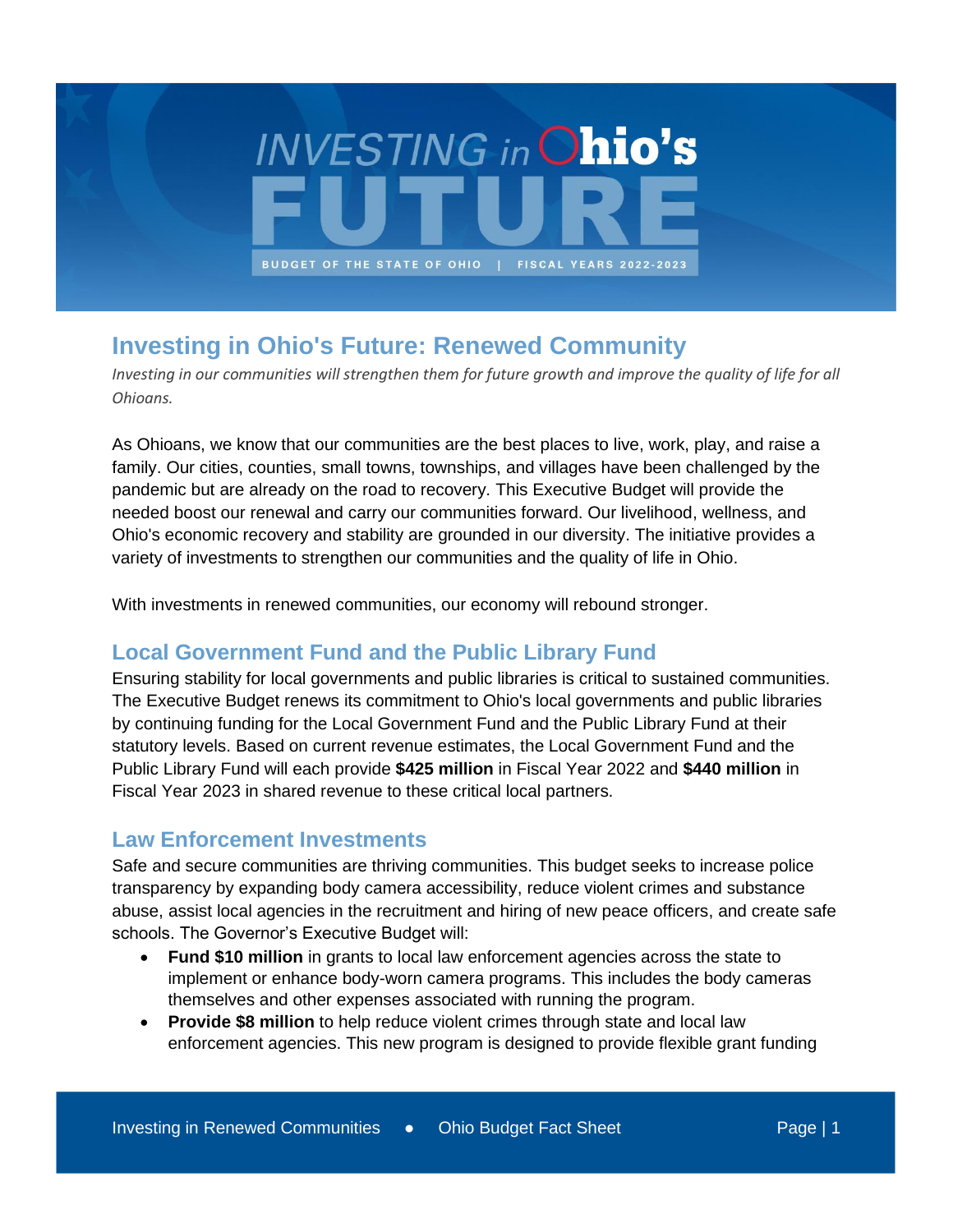# INVESTING in Ohio's FUTURE

BUDGET OF THE STATE OF OHIO | FISCAL YEARS 2022-2023

## Investing in Ohio's Future: Renewed Community

*Investing in our communities will strengthen them for future growth and improve the quality of life for all Ohioans.*

As Ohioans, we know that our communities are the best places to live, work, play, and raise a family. Our cities, counties, small towns, townships, and villages have been challenged by the pandemic but are already on the road to recovery. This Executive Budget will provide the needed boost our renewal and carry our communities forward. Our livelihood, wellness, and Ohio's economic recovery and stability are grounded in our diversity. The initiative provides a variety of investments to strengthen our communities and the quality of life in Ohio.

With investments in renewed communities, our economy will rebound stronger.

### Local Government Fund and the Public Library Fund

Ensuring stability for local governments and public libraries is critical to sustained communities. The Executive Budget renews its commitment to Ohio's local governments and public libraries by continuing funding for the Local Government Fund and the Public Library Fund at their statutory levels. Based on current revenue estimates, the Local Government Fund and the Public Library Fund will each provide **$425 million** in Fiscal Year 2022 and **$440 million** in Fiscal Year 2023 in shared revenue to these critical local partners.

### Law Enforcement Investments

Safe and secure communities are thriving communities. This budget seeks to increase police transparency by expanding body camera accessibility, reduce violent crimes and substance abuse, assist local agencies in the recruitment and hiring of new peace officers, and create safe schools. The Governor's Executive Budget will:

- **Fund $10 million** in grants to local law enforcement agencies across the state to implement or enhance body-worn camera programs. This includes the body cameras themselves and other expenses associated with running the program.
- **Provide $8 million** to help reduce violent crimes through state and local law enforcement agencies. This new program is designed to provide flexible grant funding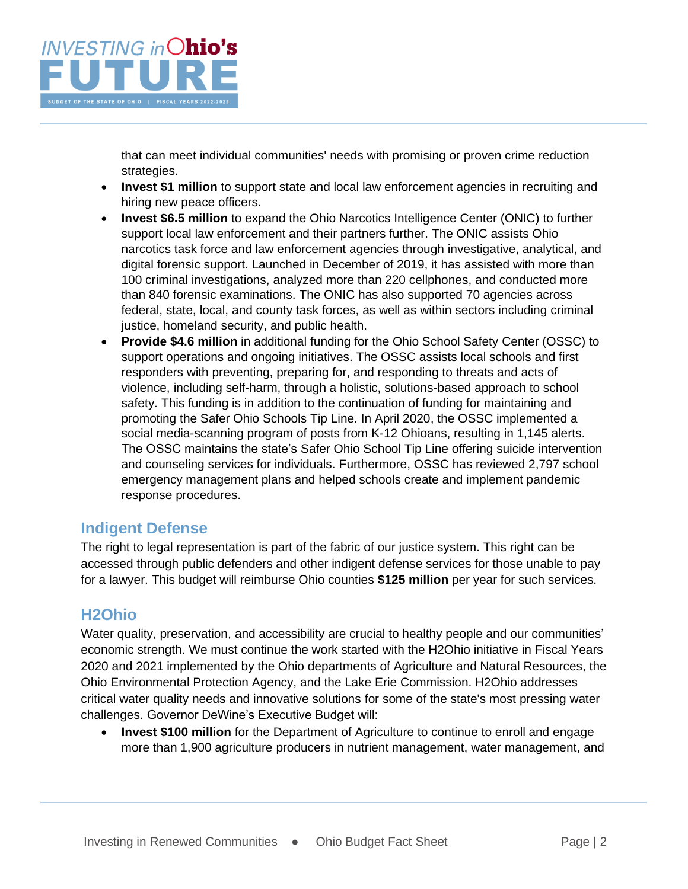that can meet individual communities' needs with promising or proven crime reduction strategies.

- **Invest $1 million** to support state and local law enforcement agencies in recruiting and hiring new peace officers.
- **Invest $6.5 million** to expand the Ohio Narcotics Intelligence Center (ONIC) to further support local law enforcement and their partners further. The ONIC assists Ohio narcotics task force and law enforcement agencies through investigative, analytical, and digital forensic support. Launched in December of 2019, it has assisted with more than 100 criminal investigations, analyzed more than 220 cellphones, and conducted more than 840 forensic examinations. The ONIC has also supported 70 agencies across federal, state, local, and county task forces, as well as within sectors including criminal justice, homeland security, and public health.
- **Provide $4.6 million** in additional funding for the Ohio School Safety Center (OSSC) to support operations and ongoing initiatives. The OSSC assists local schools and first responders with preventing, preparing for, and responding to threats and acts of violence, including self-harm, through a holistic, solutions-based approach to school safety. This funding is in addition to the continuation of funding for maintaining and promoting the Safer Ohio Schools Tip Line. In April 2020, the OSSC implemented a social media-scanning program of posts from K-12 Ohioans, resulting in 1,145 alerts. The OSSC maintains the state's Safer Ohio School Tip Line offering suicide intervention and counseling services for individuals. Furthermore, OSSC has reviewed 2,797 school emergency management plans and helped schools create and implement pandemic response procedures.

## Indigent Defense

The right to legal representation is part of the fabric of our justice system. This right can be accessed through public defenders and other indigent defense services for those unable to pay for a lawyer. This budget will reimburse Ohio counties **$125 million** per year for such services.

## H2Ohio

Water quality, preservation, and accessibility are crucial to healthy people and our communities' economic strength. We must continue the work started with the H2Ohio initiative in Fiscal Years 2020 and 2021 implemented by the Ohio departments of Agriculture and Natural Resources, the Ohio Environmental Protection Agency, and the Lake Erie Commission. H2Ohio addresses critical water quality needs and innovative solutions for some of the state's most pressing water challenges. Governor DeWine's Executive Budget will:

- **Invest $100 million** for the Department of Agriculture to continue to enroll and engage more than 1,900 agriculture producers in nutrient management, water management, and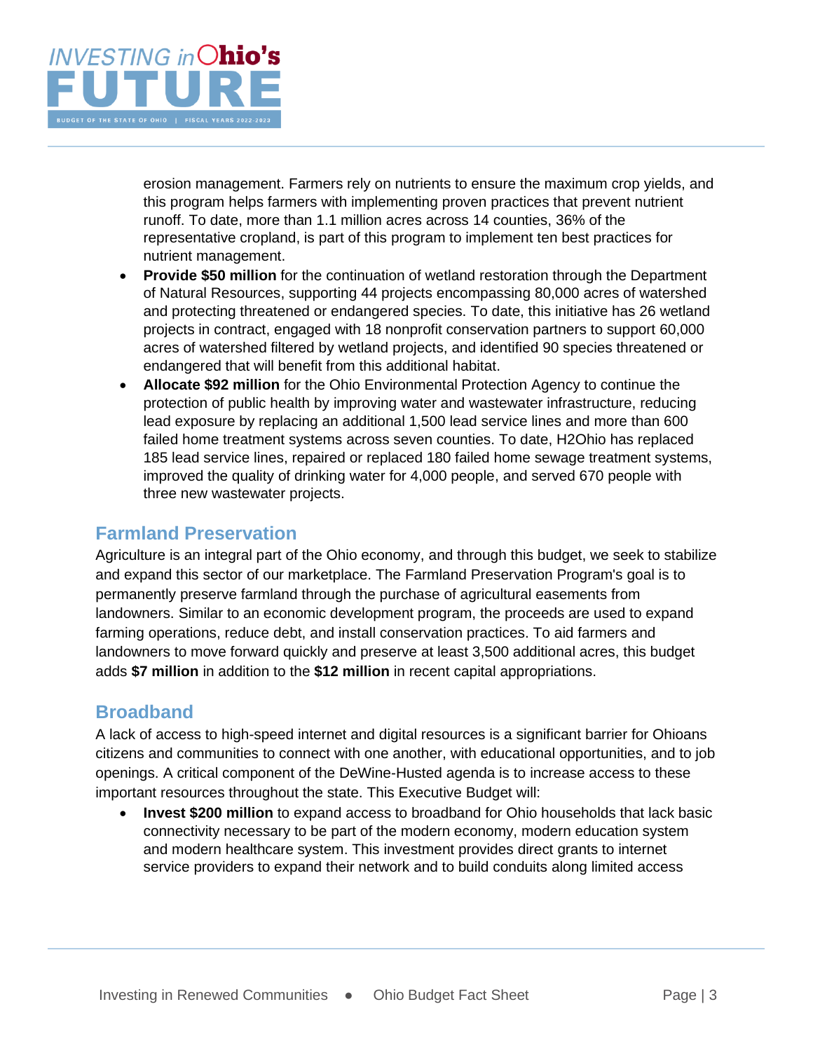erosion management. Farmers rely on nutrients to ensure the maximum crop yields, and this program helps farmers with implementing proven practices that prevent nutrient runoff. To date, more than 1.1 million acres across 14 counties, 36% of the representative cropland, is part of this program to implement ten best practices for nutrient management.

- **Provide $50 million** for the continuation of wetland restoration through the Department of Natural Resources, supporting 44 projects encompassing 80,000 acres of watershed and protecting threatened or endangered species. To date, this initiative has 26 wetland projects in contract, engaged with 18 nonprofit conservation partners to support 60,000 acres of watershed filtered by wetland projects, and identified 90 species threatened or endangered that will benefit from this additional habitat.
- **Allocate $92 million** for the Ohio Environmental Protection Agency to continue the protection of public health by improving water and wastewater infrastructure, reducing lead exposure by replacing an additional 1,500 lead service lines and more than 600 failed home treatment systems across seven counties. To date, H2Ohio has replaced 185 lead service lines, repaired or replaced 180 failed home sewage treatment systems, improved the quality of drinking water for 4,000 people, and served 670 people with three new wastewater projects.

## Farmland Preservation

Agriculture is an integral part of the Ohio economy, and through this budget, we seek to stabilize and expand this sector of our marketplace. The Farmland Preservation Program's goal is to permanently preserve farmland through the purchase of agricultural easements from landowners. Similar to an economic development program, the proceeds are used to expand farming operations, reduce debt, and install conservation practices. To aid farmers and landowners to move forward quickly and preserve at least 3,500 additional acres, this budget adds **$7 million** in addition to the **$12 million** in recent capital appropriations.

## Broadband

A lack of access to high-speed internet and digital resources is a significant barrier for Ohioans citizens and communities to connect with one another, with educational opportunities, and to job openings. A critical component of the DeWine-Husted agenda is to increase access to these important resources throughout the state. This Executive Budget will:

- **Invest $200 million** to expand access to broadband for Ohio households that lack basic connectivity necessary to be part of the modern economy, modern education system and modern healthcare system. This investment provides direct grants to internet service providers to expand their network and to build conduits along limited access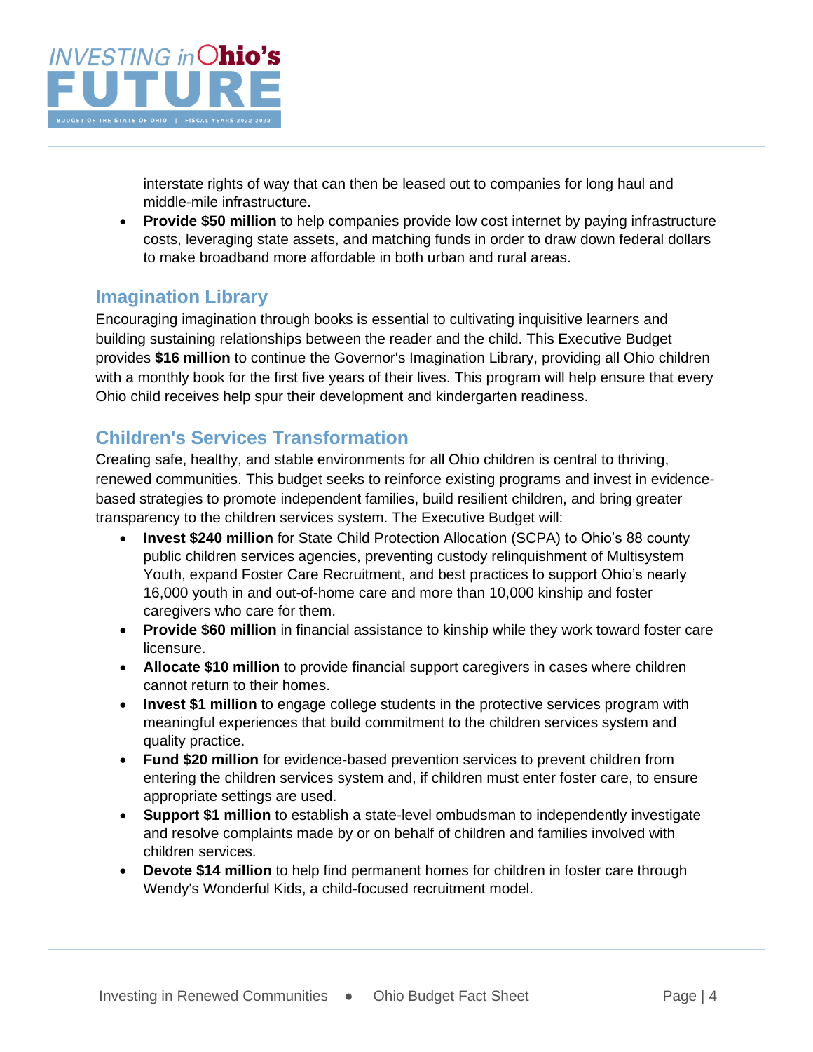interstate rights of way that can then be leased out to companies for long haul and middle-mile infrastructure.

- **Provide $50 million** to help companies provide low cost internet by paying infrastructure costs, leveraging state assets, and matching funds in order to draw down federal dollars to make broadband more affordable in both urban and rural areas.

## Imagination Library

Encouraging imagination through books is essential to cultivating inquisitive learners and building sustaining relationships between the reader and the child. This Executive Budget provides **$16 million** to continue the Governor's Imagination Library, providing all Ohio children with a monthly book for the first five years of their lives. This program will help ensure that every Ohio child receives help spur their development and kindergarten readiness.

## Children's Services Transformation

Creating safe, healthy, and stable environments for all Ohio children is central to thriving, renewed communities. This budget seeks to reinforce existing programs and invest in evidence-based strategies to promote independent families, build resilient children, and bring greater transparency to the children services system. The Executive Budget will:

- **Invest $240 million** for State Child Protection Allocation (SCPA) to Ohio's 88 county public children services agencies, preventing custody relinquishment of Multisystem Youth, expand Foster Care Recruitment, and best practices to support Ohio's nearly 16,000 youth in and out-of-home care and more than 10,000 kinship and foster caregivers who care for them.
- **Provide $60 million** in financial assistance to kinship while they work toward foster care licensure.
- **Allocate $10 million** to provide financial support caregivers in cases where children cannot return to their homes.
- **Invest $1 million** to engage college students in the protective services program with meaningful experiences that build commitment to the children services system and quality practice.
- **Fund $20 million** for evidence-based prevention services to prevent children from entering the children services system and, if children must enter foster care, to ensure appropriate settings are used.
- **Support $1 million** to establish a state-level ombudsman to independently investigate and resolve complaints made by or on behalf of children and families involved with children services.
- **Devote $14 million** to help find permanent homes for children in foster care through Wendy's Wonderful Kids, a child-focused recruitment model.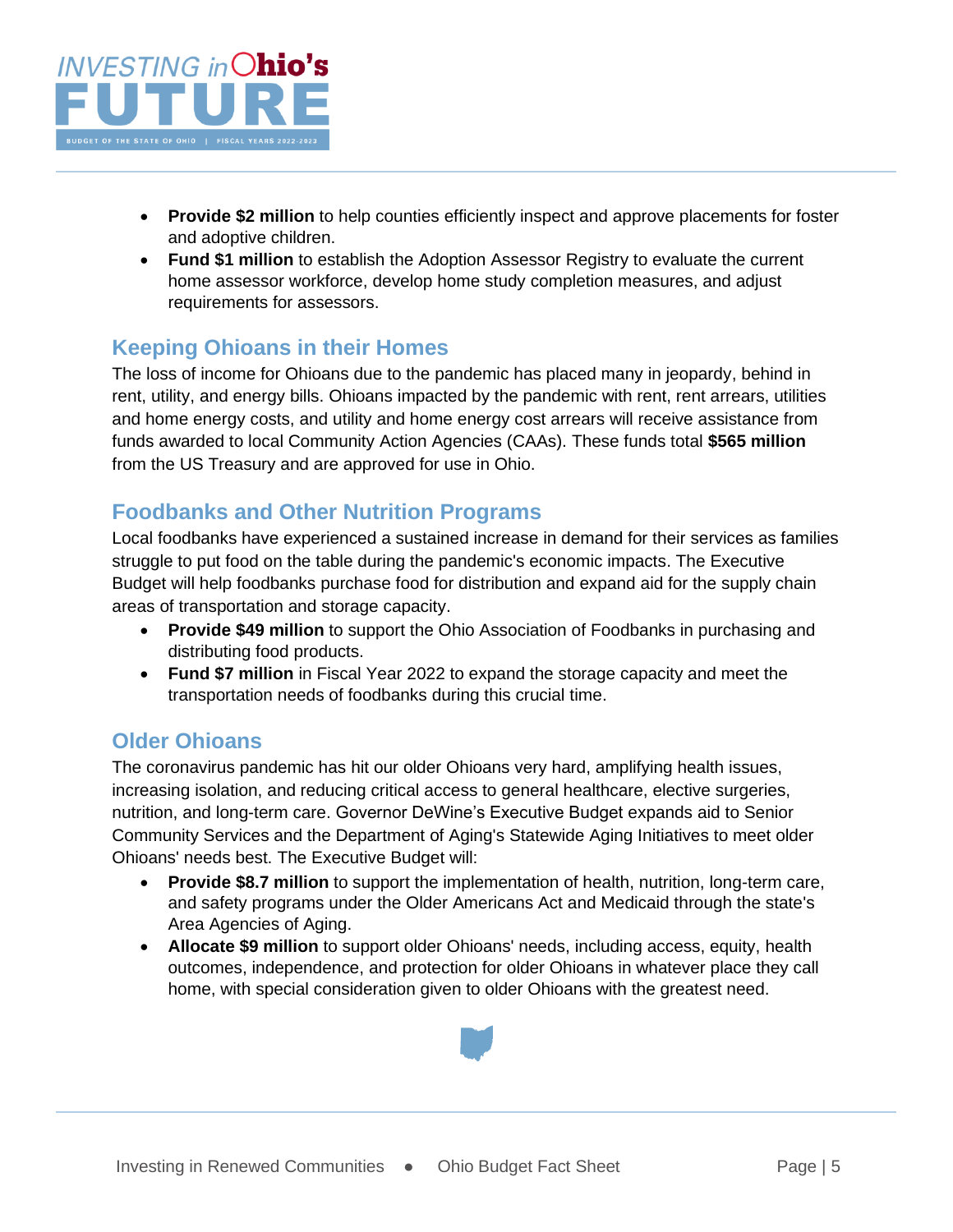- **Provide $2 million** to help counties efficiently inspect and approve placements for foster and adoptive children.
- **Fund $1 million** to establish the Adoption Assessor Registry to evaluate the current home assessor workforce, develop home study completion measures, and adjust requirements for assessors.

## Keeping Ohioans in their Homes

The loss of income for Ohioans due to the pandemic has placed many in jeopardy, behind in rent, utility, and energy bills. Ohioans impacted by the pandemic with rent, rent arrears, utilities and home energy costs, and utility and home energy cost arrears will receive assistance from funds awarded to local Community Action Agencies (CAAs). These funds total **$565 million** from the US Treasury and are approved for use in Ohio.

## Foodbanks and Other Nutrition Programs

Local foodbanks have experienced a sustained increase in demand for their services as families struggle to put food on the table during the pandemic's economic impacts. The Executive Budget will help foodbanks purchase food for distribution and expand aid for the supply chain areas of transportation and storage capacity.

- **Provide $49 million** to support the Ohio Association of Foodbanks in purchasing and distributing food products.
- **Fund $7 million** in Fiscal Year 2022 to expand the storage capacity and meet the transportation needs of foodbanks during this crucial time.

## Older Ohioans

The coronavirus pandemic has hit our older Ohioans very hard, amplifying health issues, increasing isolation, and reducing critical access to general healthcare, elective surgeries, nutrition, and long-term care. Governor DeWine's Executive Budget expands aid to Senior Community Services and the Department of Aging's Statewide Aging Initiatives to meet older Ohioans' needs best. The Executive Budget will:

- **Provide $8.7 million** to support the implementation of health, nutrition, long-term care, and safety programs under the Older Americans Act and Medicaid through the state's Area Agencies of Aging.
- **Allocate $9 million** to support older Ohioans' needs, including access, equity, health outcomes, independence, and protection for older Ohioans in whatever place they call home, with special consideration given to older Ohioans with the greatest need.